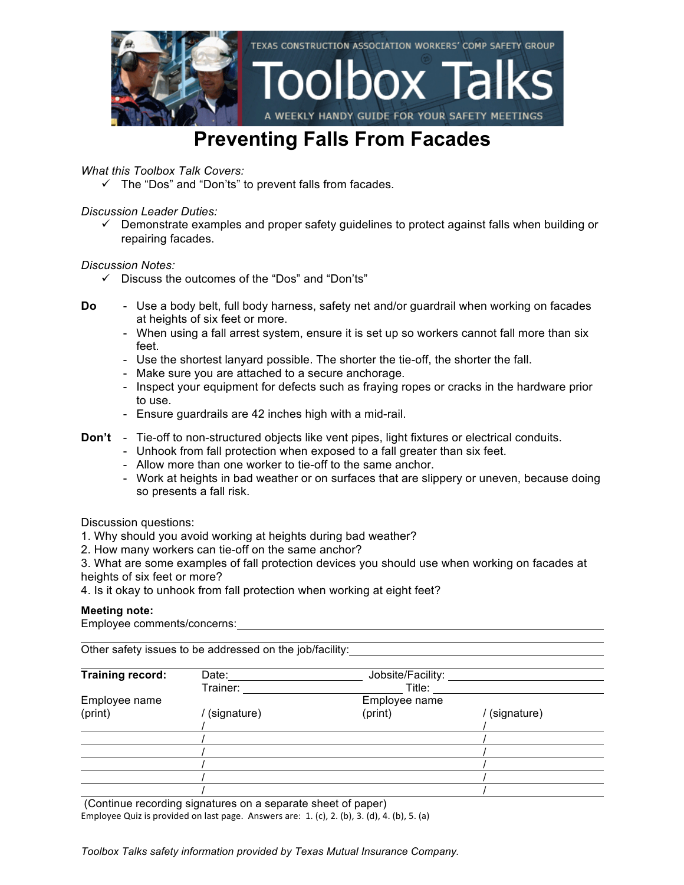TEXAS CONSTRUCTION ASSOCIATION WORKERS' COMP SAFETY GROUP

Toolbox Talks

A WEEKLY HANDY GUIDE FOR YOUR SAFETY MEETINGS

# Preventing Falls From Facades

*What this Toolbox Talk Covers:*

- ✓ The "Dos" and "Don'ts" to prevent falls from facades.

*Discussion Leader Duties:*

- ✓ Demonstrate examples and proper safety guidelines to protect against falls when building or repairing facades.

*Discussion Notes:*

- ✓ Discuss the outcomes of the "Dos" and "Don'ts"

**Do**

- Use a body belt, full body harness, safety net and/or guardrail when working on facades at heights of six feet or more.
- When using a fall arrest system, ensure it is set up so workers cannot fall more than six feet.
- Use the shortest lanyard possible. The shorter the tie-off, the shorter the fall.
- Make sure you are attached to a secure anchorage.
- Inspect your equipment for defects such as fraying ropes or cracks in the hardware prior to use.
- Ensure guardrails are 42 inches high with a mid-rail.

**Don't**

- Tie-off to non-structured objects like vent pipes, light fixtures or electrical conduits.
- Unhook from fall protection when exposed to a fall greater than six feet.
- Allow more than one worker to tie-off to the same anchor.
- Work at heights in bad weather or on surfaces that are slippery or uneven, because doing so presents a fall risk.

Discussion questions:

1. Why should you avoid working at heights during bad weather?
2. How many workers can tie-off on the same anchor?
3. What are some examples of fall protection devices you should use when working on facades at heights of six feet or more?
4. Is it okay to unhook from fall protection when working at eight feet?

**Meeting note:**

Employee comments/concerns: ______________________________

Other safety issues to be addressed on the job/facility: ______________________________

**Training record:** Date: ____________ Jobsite/Facility: ____________

Trainer: ____________ Title: ____________

| Employee name (print) | / (signature) | Employee name (print) | / (signature) |
|---|---|---|---|
| | / | | / |
| | / | | / |
| | / | | / |
| | / | | / |
| | / | | / |
| | / | | / |

(Continue recording signatures on a separate sheet of paper)

Employee Quiz is provided on last page. Answers are: 1. (c), 2. (b), 3. (d), 4. (b), 5. (a)

*Toolbox Talks safety information provided by Texas Mutual Insurance Company.*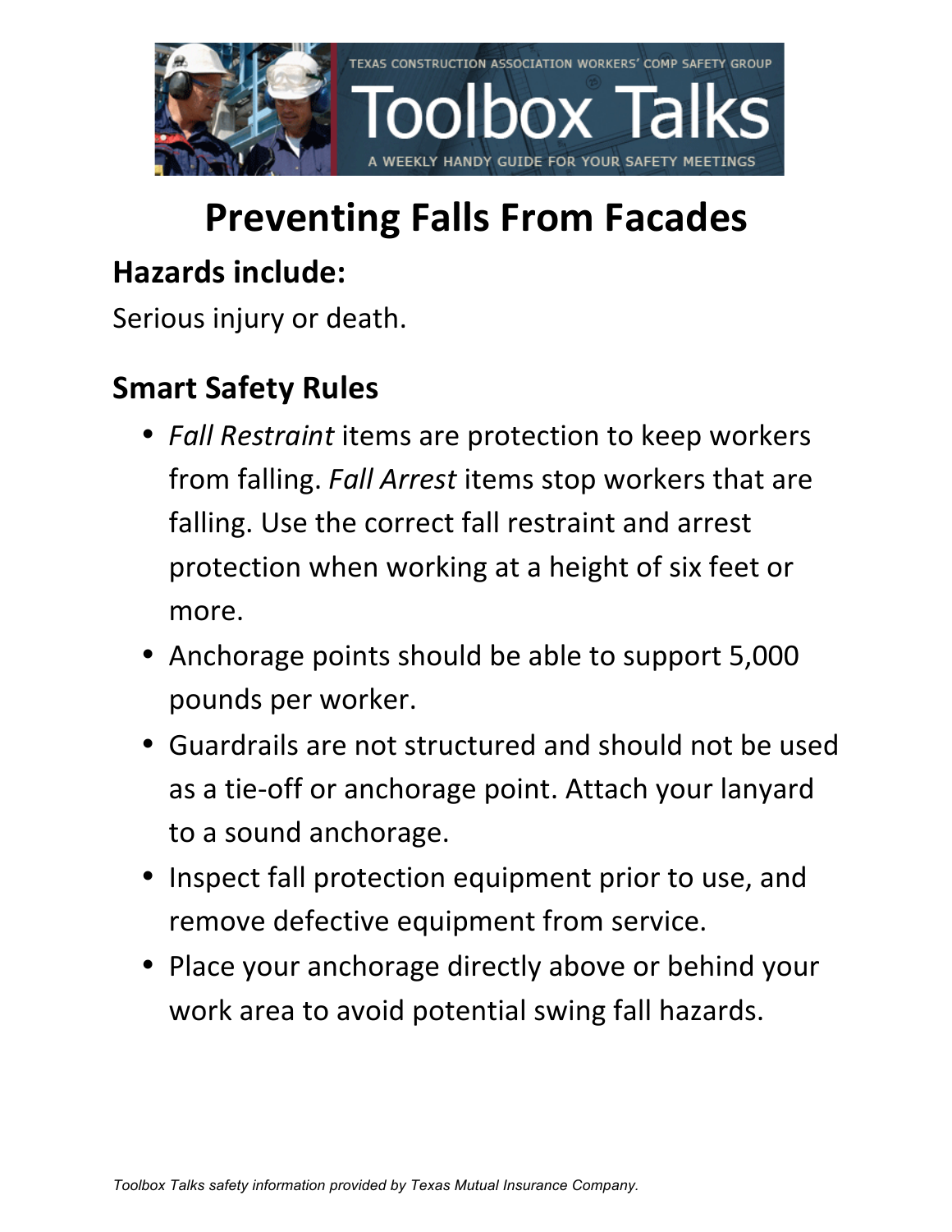# Preventing Falls From Facades

## Hazards include:

Serious injury or death.

## Smart Safety Rules

- *Fall Restraint* items are protection to keep workers from falling. *Fall Arrest* items stop workers that are falling. Use the correct fall restraint and arrest protection when working at a height of six feet or more.
- Anchorage points should be able to support 5,000 pounds per worker.
- Guardrails are not structured and should not be used as a tie-off or anchorage point. Attach your lanyard to a sound anchorage.
- Inspect fall protection equipment prior to use, and remove defective equipment from service.
- Place your anchorage directly above or behind your work area to avoid potential swing fall hazards.

*Toolbox Talks safety information provided by Texas Mutual Insurance Company.*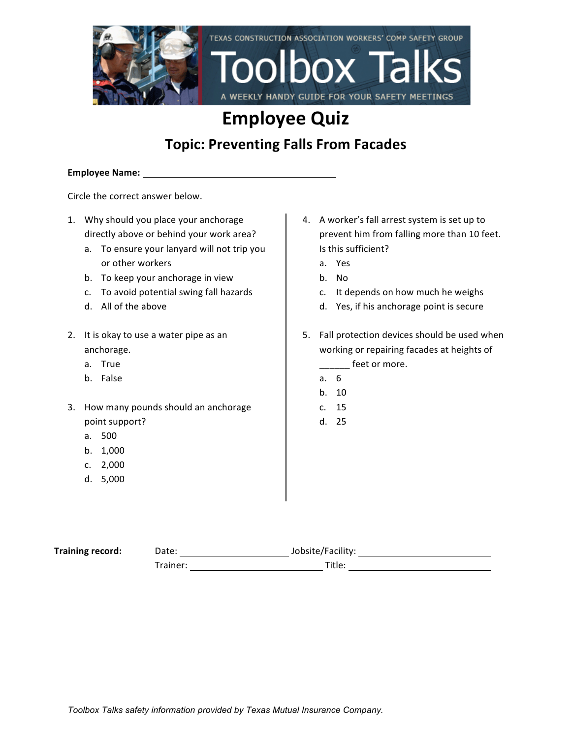# Employee Quiz

## Topic: Preventing Falls From Facades

**Employee Name:** ______________________________

Circle the correct answer below.

1. Why should you place your anchorage directly above or behind your work area?
   a. To ensure your lanyard will not trip you or other workers
   b. To keep your anchorage in view
   c. To avoid potential swing fall hazards
   d. All of the above

2. It is okay to use a water pipe as an anchorage.
   a. True
   b. False

3. How many pounds should an anchorage point support?
   a. 500
   b. 1,000
   c. 2,000
   d. 5,000

4. A worker's fall arrest system is set up to prevent him from falling more than 10 feet. Is this sufficient?
   a. Yes
   b. No
   c. It depends on how much he weighs
   d. Yes, if his anchorage point is secure

5. Fall protection devices should be used when working or repairing facades at heights of ______ feet or more.
   a. 6
   b. 10
   c. 15
   d. 25

**Training record:** Date: ____________________ Jobsite/Facility: ____________________

Trainer: ____________________ Title: ____________________

*Toolbox Talks safety information provided by Texas Mutual Insurance Company.*